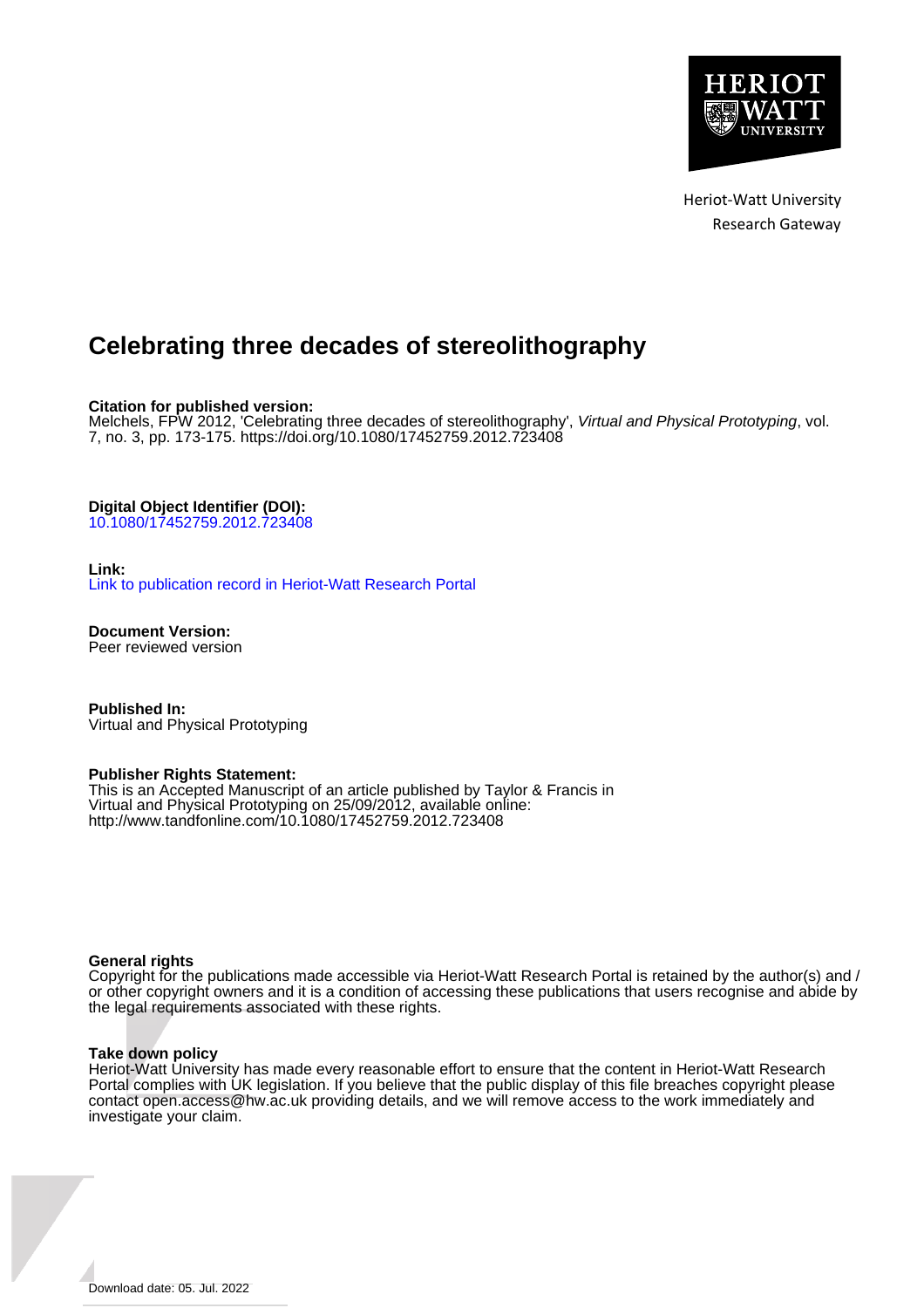Heriot-Watt University
Research Gateway

# Celebrating three decades of stereolithography

**Citation for published version:**
Melchels, FPW 2012, 'Celebrating three decades of stereolithography', *Virtual and Physical Prototyping*, vol. 7, no. 3, pp. 173-175. https://doi.org/10.1080/17452759.2012.723408

**Digital Object Identifier (DOI):**
10.1080/17452759.2012.723408

**Link:**
Link to publication record in Heriot-Watt Research Portal

**Document Version:**
Peer reviewed version

**Published In:**
Virtual and Physical Prototyping

**Publisher Rights Statement:**
This is an Accepted Manuscript of an article published by Taylor & Francis in Virtual and Physical Prototyping on 25/09/2012, available online: http://www.tandfonline.com/10.1080/17452759.2012.723408

**General rights**
Copyright for the publications made accessible via Heriot-Watt Research Portal is retained by the author(s) and / or other copyright owners and it is a condition of accessing these publications that users recognise and abide by the legal requirements associated with these rights.

**Take down policy**
Heriot-Watt University has made every reasonable effort to ensure that the content in Heriot-Watt Research Portal complies with UK legislation. If you believe that the public display of this file breaches copyright please contact open.access@hw.ac.uk providing details, and we will remove access to the work immediately and investigate your claim.

Download date: 05. Jul. 2022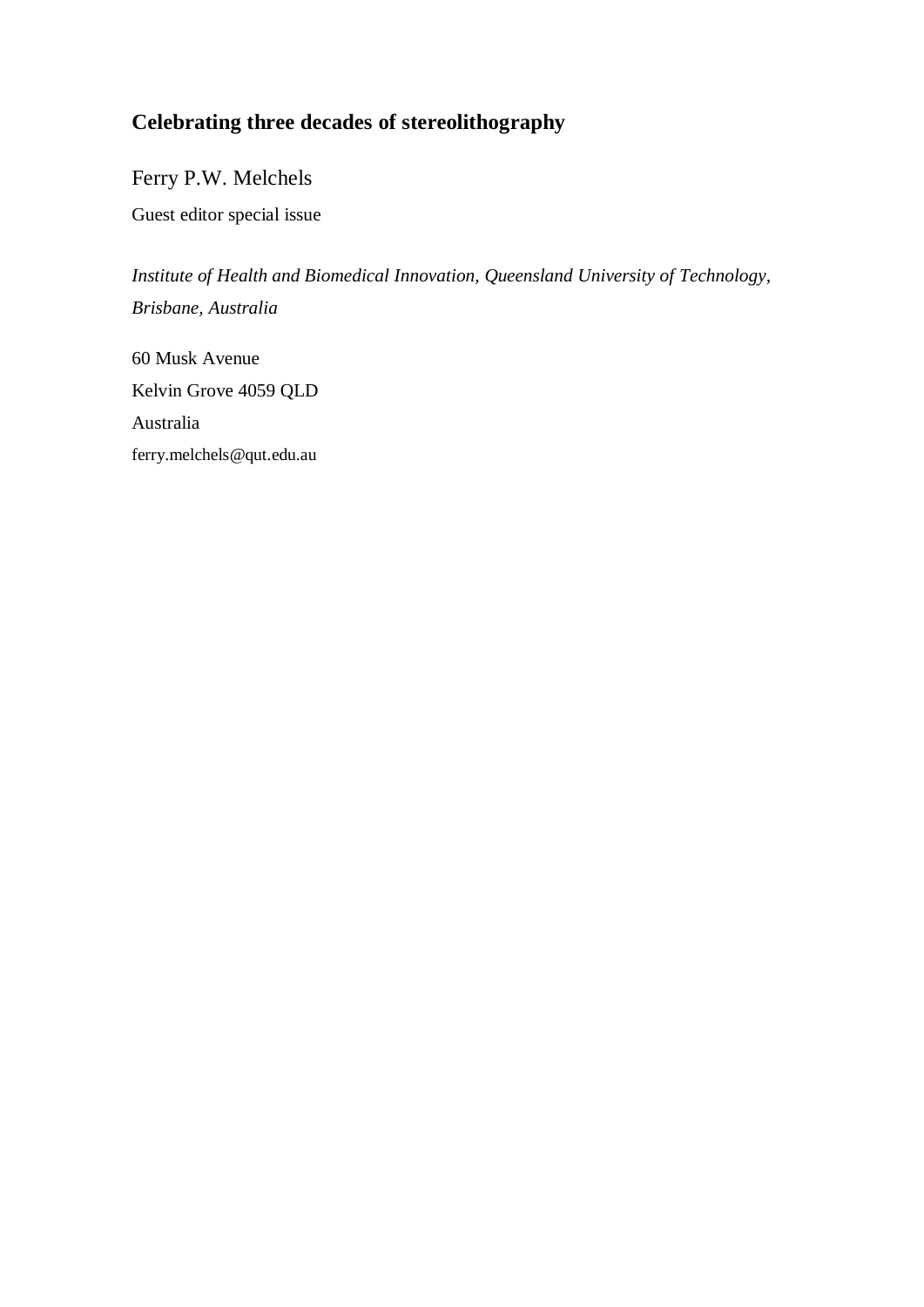## Celebrating three decades of stereolithography

Ferry P.W. Melchels

Guest editor special issue

*Institute of Health and Biomedical Innovation, Queensland University of Technology, Brisbane, Australia*

60 Musk Avenue
Kelvin Grove 4059 QLD
Australia
ferry.melchels@qut.edu.au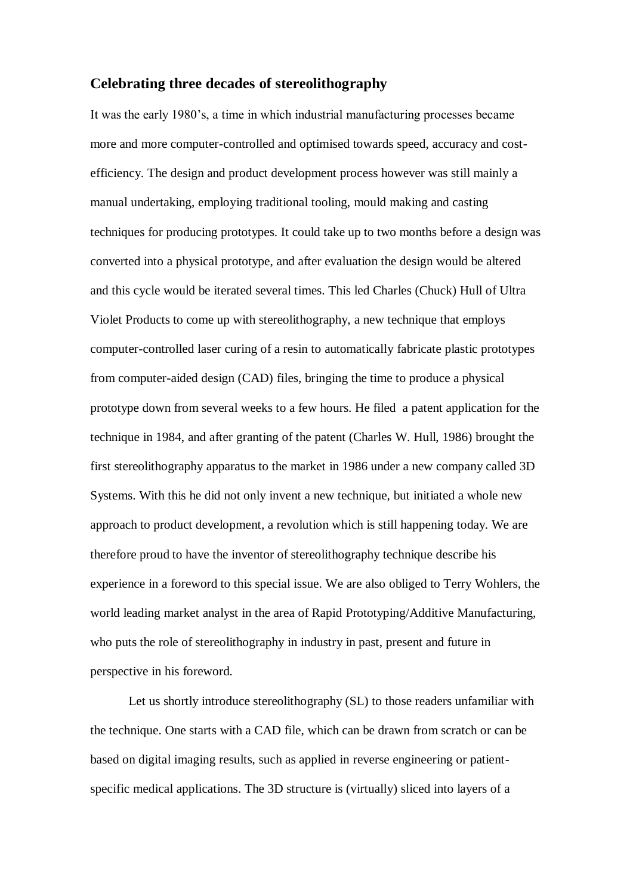## Celebrating three decades of stereolithography

It was the early 1980's, a time in which industrial manufacturing processes became more and more computer-controlled and optimised towards speed, accuracy and cost-efficiency. The design and product development process however was still mainly a manual undertaking, employing traditional tooling, mould making and casting techniques for producing prototypes. It could take up to two months before a design was converted into a physical prototype, and after evaluation the design would be altered and this cycle would be iterated several times. This led Charles (Chuck) Hull of Ultra Violet Products to come up with stereolithography, a new technique that employs computer-controlled laser curing of a resin to automatically fabricate plastic prototypes from computer-aided design (CAD) files, bringing the time to produce a physical prototype down from several weeks to a few hours. He filed a patent application for the technique in 1984, and after granting of the patent (Charles W. Hull, 1986) brought the first stereolithography apparatus to the market in 1986 under a new company called 3D Systems. With this he did not only invent a new technique, but initiated a whole new approach to product development, a revolution which is still happening today. We are therefore proud to have the inventor of stereolithography technique describe his experience in a foreword to this special issue. We are also obliged to Terry Wohlers, the world leading market analyst in the area of Rapid Prototyping/Additive Manufacturing, who puts the role of stereolithography in industry in past, present and future in perspective in his foreword.

Let us shortly introduce stereolithography (SL) to those readers unfamiliar with the technique. One starts with a CAD file, which can be drawn from scratch or can be based on digital imaging results, such as applied in reverse engineering or patient-specific medical applications. The 3D structure is (virtually) sliced into layers of a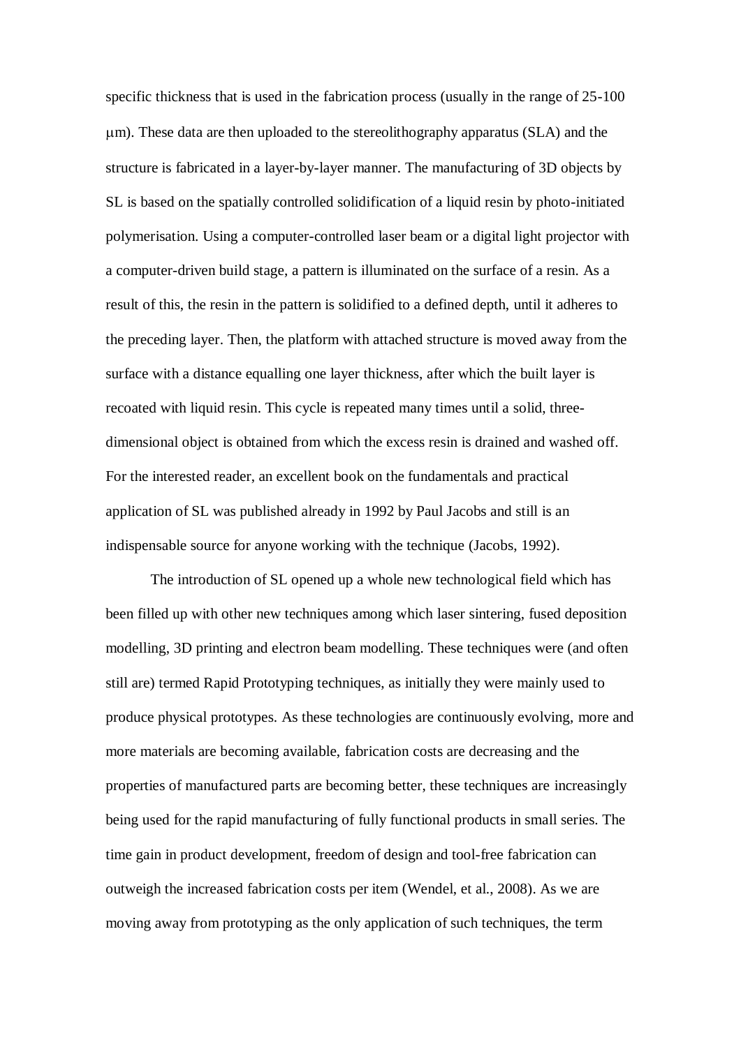specific thickness that is used in the fabrication process (usually in the range of 25-100 μm). These data are then uploaded to the stereolithography apparatus (SLA) and the structure is fabricated in a layer-by-layer manner. The manufacturing of 3D objects by SL is based on the spatially controlled solidification of a liquid resin by photo-initiated polymerisation. Using a computer-controlled laser beam or a digital light projector with a computer-driven build stage, a pattern is illuminated on the surface of a resin. As a result of this, the resin in the pattern is solidified to a defined depth, until it adheres to the preceding layer. Then, the platform with attached structure is moved away from the surface with a distance equalling one layer thickness, after which the built layer is recoated with liquid resin. This cycle is repeated many times until a solid, three-dimensional object is obtained from which the excess resin is drained and washed off. For the interested reader, an excellent book on the fundamentals and practical application of SL was published already in 1992 by Paul Jacobs and still is an indispensable source for anyone working with the technique (Jacobs, 1992).

The introduction of SL opened up a whole new technological field which has been filled up with other new techniques among which laser sintering, fused deposition modelling, 3D printing and electron beam modelling. These techniques were (and often still are) termed Rapid Prototyping techniques, as initially they were mainly used to produce physical prototypes. As these technologies are continuously evolving, more and more materials are becoming available, fabrication costs are decreasing and the properties of manufactured parts are becoming better, these techniques are increasingly being used for the rapid manufacturing of fully functional products in small series. The time gain in product development, freedom of design and tool-free fabrication can outweigh the increased fabrication costs per item (Wendel, et al., 2008). As we are moving away from prototyping as the only application of such techniques, the term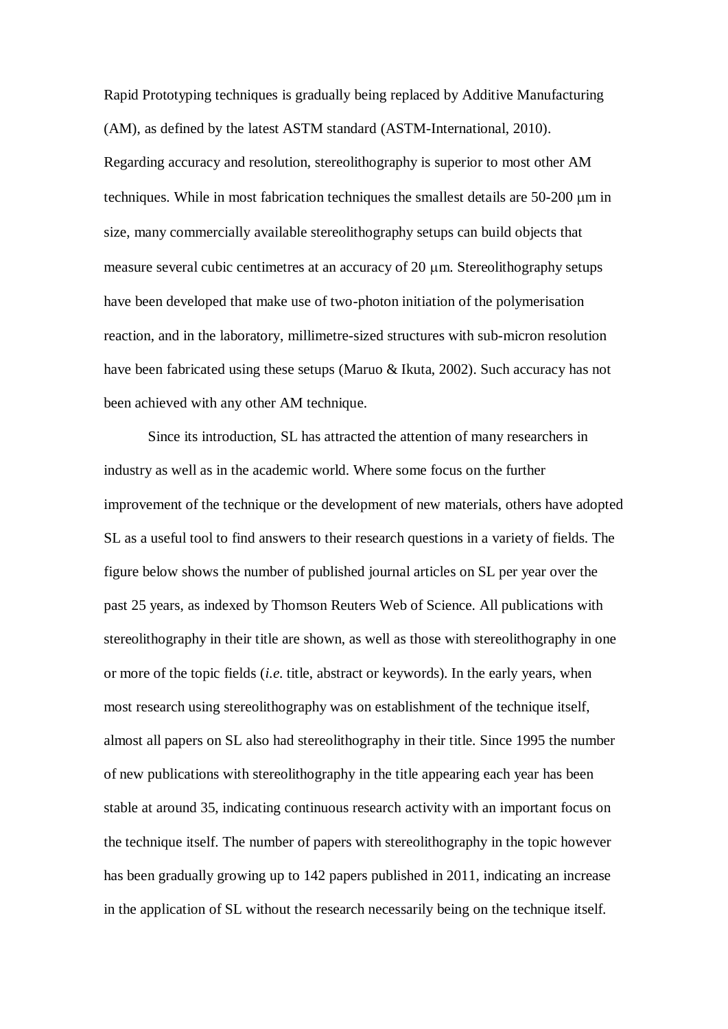Rapid Prototyping techniques is gradually being replaced by Additive Manufacturing (AM), as defined by the latest ASTM standard (ASTM-International, 2010). Regarding accuracy and resolution, stereolithography is superior to most other AM techniques. While in most fabrication techniques the smallest details are 50-200 μm in size, many commercially available stereolithography setups can build objects that measure several cubic centimetres at an accuracy of 20 μm. Stereolithography setups have been developed that make use of two-photon initiation of the polymerisation reaction, and in the laboratory, millimetre-sized structures with sub-micron resolution have been fabricated using these setups (Maruo & Ikuta, 2002). Such accuracy has not been achieved with any other AM technique.

Since its introduction, SL has attracted the attention of many researchers in industry as well as in the academic world. Where some focus on the further improvement of the technique or the development of new materials, others have adopted SL as a useful tool to find answers to their research questions in a variety of fields. The figure below shows the number of published journal articles on SL per year over the past 25 years, as indexed by Thomson Reuters Web of Science. All publications with stereolithography in their title are shown, as well as those with stereolithography in one or more of the topic fields (*i.e.* title, abstract or keywords). In the early years, when most research using stereolithography was on establishment of the technique itself, almost all papers on SL also had stereolithography in their title. Since 1995 the number of new publications with stereolithography in the title appearing each year has been stable at around 35, indicating continuous research activity with an important focus on the technique itself. The number of papers with stereolithography in the topic however has been gradually growing up to 142 papers published in 2011, indicating an increase in the application of SL without the research necessarily being on the technique itself.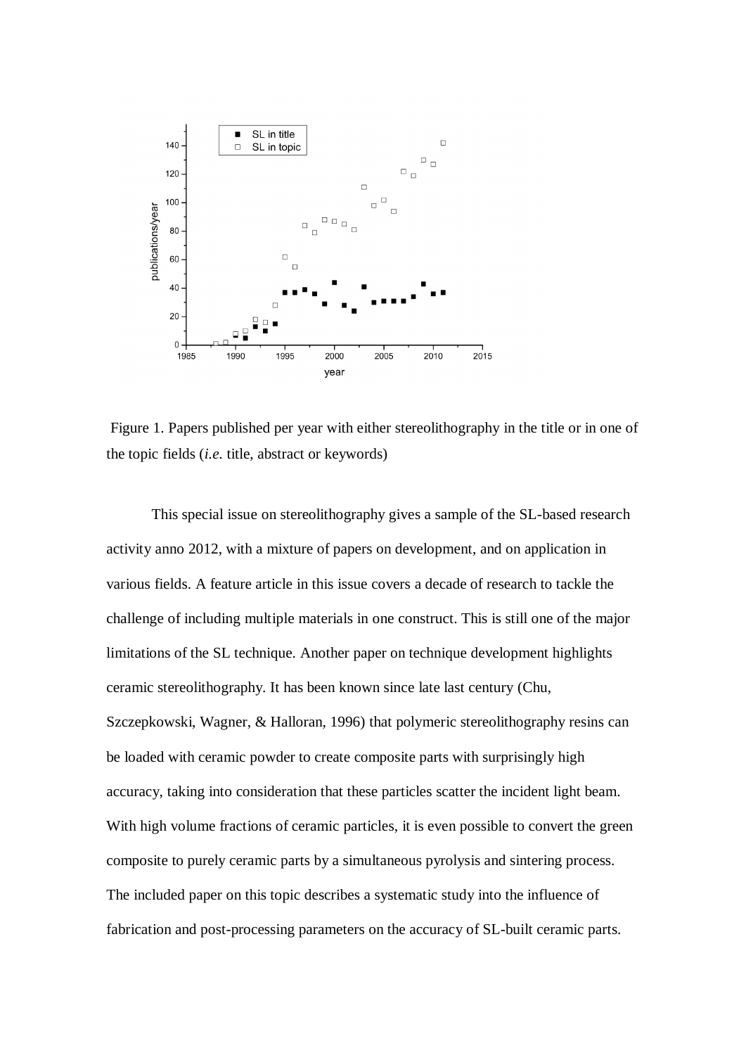Figure 1. Papers published per year with either stereolithography in the title or in one of the topic fields (*i.e.* title, abstract or keywords)

This special issue on stereolithography gives a sample of the SL-based research activity anno 2012, with a mixture of papers on development, and on application in various fields. A feature article in this issue covers a decade of research to tackle the challenge of including multiple materials in one construct. This is still one of the major limitations of the SL technique. Another paper on technique development highlights ceramic stereolithography. It has been known since late last century (Chu, Szczepkowski, Wagner, & Halloran, 1996) that polymeric stereolithography resins can be loaded with ceramic powder to create composite parts with surprisingly high accuracy, taking into consideration that these particles scatter the incident light beam. With high volume fractions of ceramic particles, it is even possible to convert the green composite to purely ceramic parts by a simultaneous pyrolysis and sintering process. The included paper on this topic describes a systematic study into the influence of fabrication and post-processing parameters on the accuracy of SL-built ceramic parts.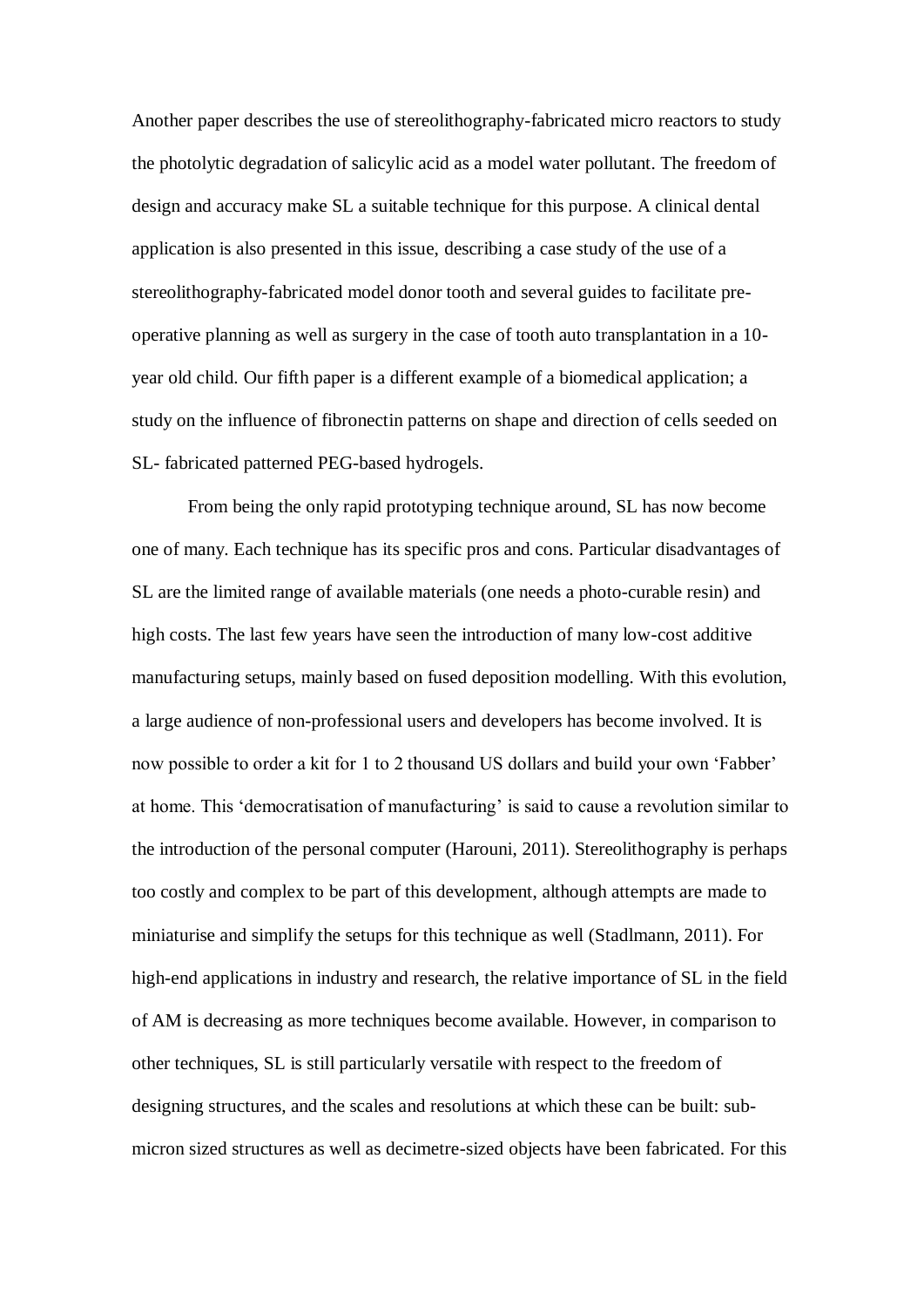Another paper describes the use of stereolithography-fabricated micro reactors to study the photolytic degradation of salicylic acid as a model water pollutant. The freedom of design and accuracy make SL a suitable technique for this purpose. A clinical dental application is also presented in this issue, describing a case study of the use of a stereolithography-fabricated model donor tooth and several guides to facilitate pre-operative planning as well as surgery in the case of tooth auto transplantation in a 10-year old child. Our fifth paper is a different example of a biomedical application; a study on the influence of fibronectin patterns on shape and direction of cells seeded on SL- fabricated patterned PEG-based hydrogels.

From being the only rapid prototyping technique around, SL has now become one of many. Each technique has its specific pros and cons. Particular disadvantages of SL are the limited range of available materials (one needs a photo-curable resin) and high costs. The last few years have seen the introduction of many low-cost additive manufacturing setups, mainly based on fused deposition modelling. With this evolution, a large audience of non-professional users and developers has become involved. It is now possible to order a kit for 1 to 2 thousand US dollars and build your own 'Fabber' at home. This 'democratisation of manufacturing' is said to cause a revolution similar to the introduction of the personal computer (Harouni, 2011). Stereolithography is perhaps too costly and complex to be part of this development, although attempts are made to miniaturise and simplify the setups for this technique as well (Stadlmann, 2011). For high-end applications in industry and research, the relative importance of SL in the field of AM is decreasing as more techniques become available. However, in comparison to other techniques, SL is still particularly versatile with respect to the freedom of designing structures, and the scales and resolutions at which these can be built: sub-micron sized structures as well as decimetre-sized objects have been fabricated. For this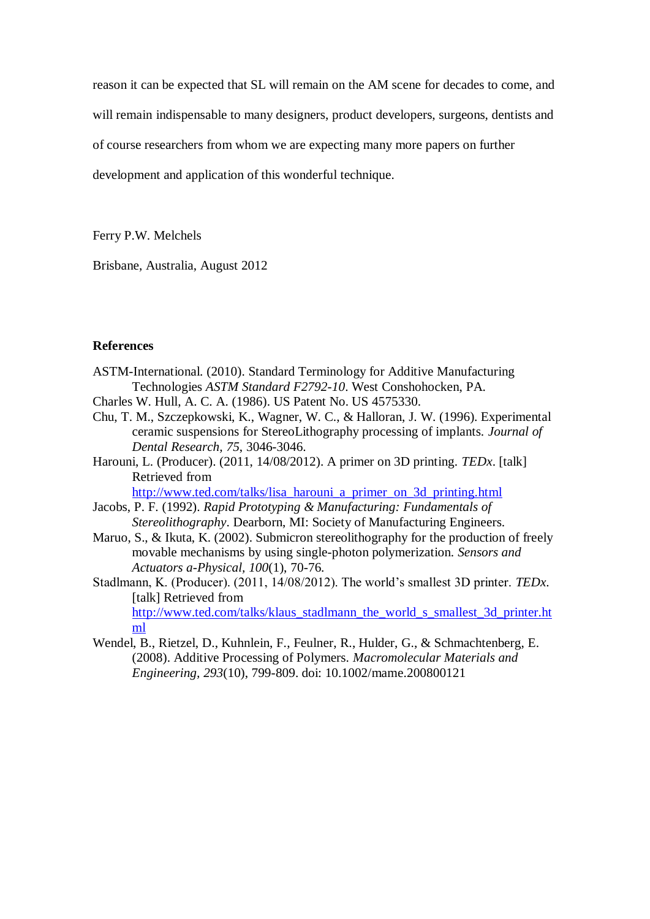reason it can be expected that SL will remain on the AM scene for decades to come, and will remain indispensable to many designers, product developers, surgeons, dentists and of course researchers from whom we are expecting many more papers on further development and application of this wonderful technique.

Ferry P.W. Melchels

Brisbane, Australia, August 2012

**References**

ASTM-International. (2010). Standard Terminology for Additive Manufacturing Technologies *ASTM Standard F2792-10*. West Conshohocken, PA.

Charles W. Hull, A. C. A. (1986). US Patent No. US 4575330.

Chu, T. M., Szczepkowski, K., Wagner, W. C., & Halloran, J. W. (1996). Experimental ceramic suspensions for StereoLithography processing of implants. *Journal of Dental Research, 75*, 3046-3046.

Harouni, L. (Producer). (2011, 14/08/2012). A primer on 3D printing. *TEDx*. [talk] Retrieved from http://www.ted.com/talks/lisa_harouni_a_primer_on_3d_printing.html

Jacobs, P. F. (1992). *Rapid Prototyping & Manufacturing: Fundamentals of Stereolithography*. Dearborn, MI: Society of Manufacturing Engineers.

Maruo, S., & Ikuta, K. (2002). Submicron stereolithography for the production of freely movable mechanisms by using single-photon polymerization. *Sensors and Actuators a-Physical, 100*(1), 70-76.

Stadlmann, K. (Producer). (2011, 14/08/2012). The world's smallest 3D printer. *TEDx*. [talk] Retrieved from http://www.ted.com/talks/klaus_stadlmann_the_world_s_smallest_3d_printer.html

Wendel, B., Rietzel, D., Kuhnlein, F., Feulner, R., Hulder, G., & Schmachtenberg, E. (2008). Additive Processing of Polymers. *Macromolecular Materials and Engineering, 293*(10), 799-809. doi: 10.1002/mame.200800121